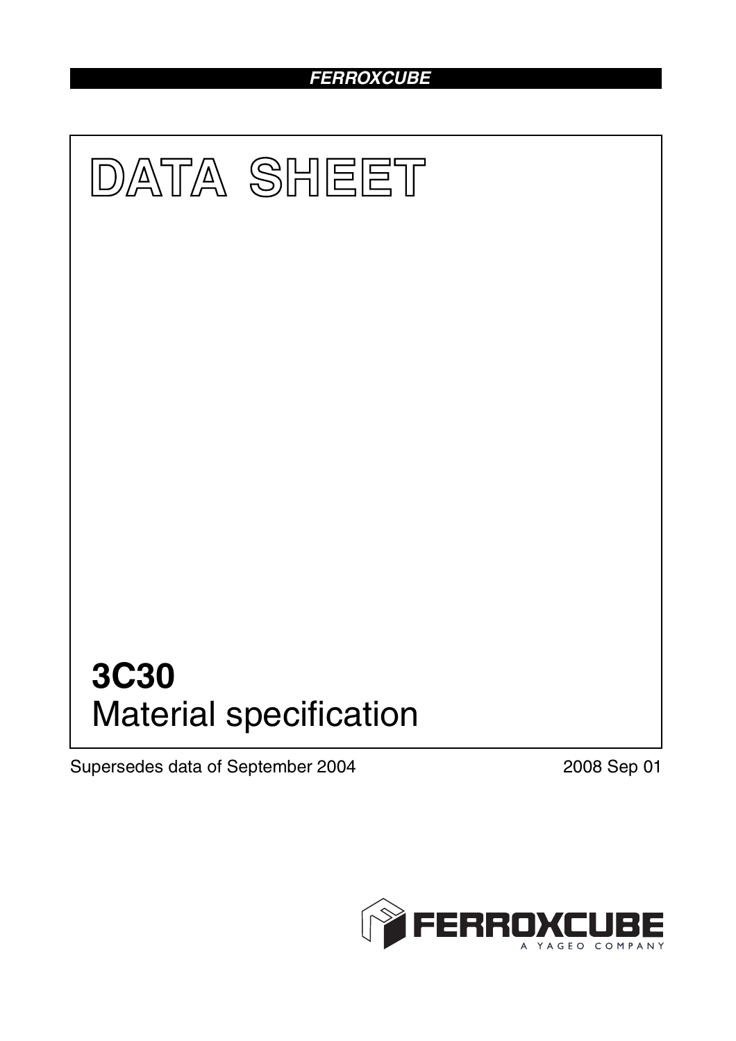FERROXCUBE

# DATA SHEET

# 3C30
## Material specification

Supersedes data of September 2004

2008 Sep 01

FERROXCUBE
A YAGEO COMPANY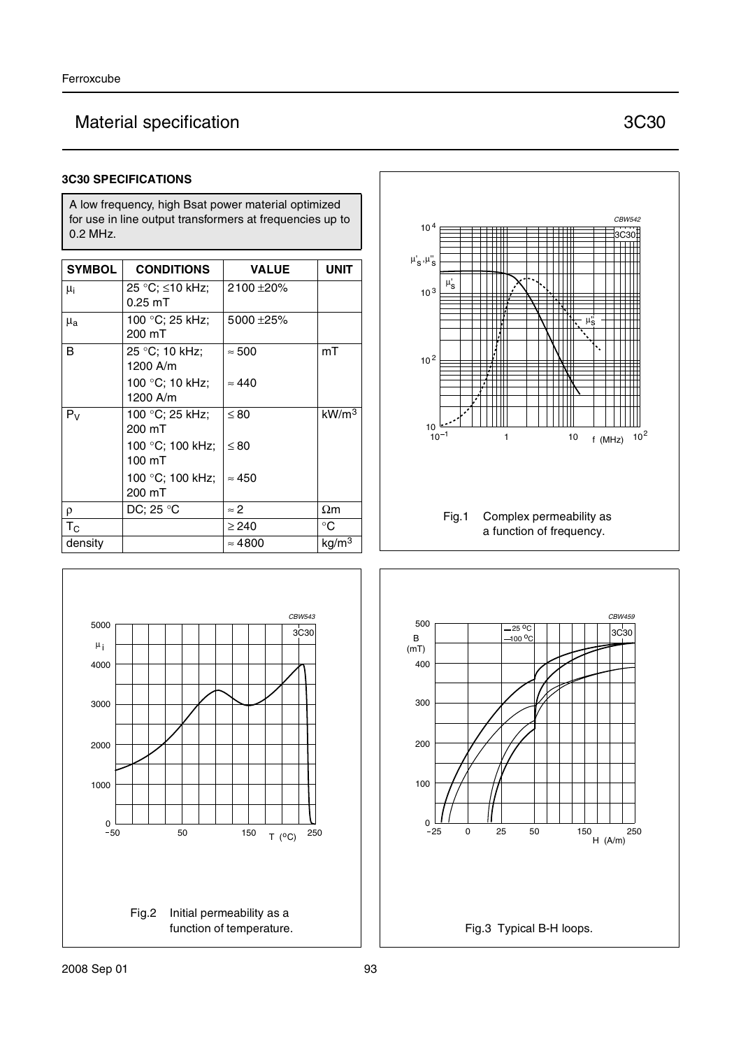# Material specification — 3C30

## 3C30 SPECIFICATIONS

A low frequency, high Bsat power material optimized for use in line output transformers at frequencies up to 0.2 MHz.

| SYMBOL | CONDITIONS | VALUE | UNIT |
|---|---|---|---|
| $\mu_i$ | 25 °C; ≤10 kHz; 0.25 mT | 2100 ±20% | |
| $\mu_a$ | 100 °C; 25 kHz; 200 mT | 5000 ±25% | |
| B | 25 °C; 10 kHz; 1200 A/m | ≈ 500 | mT |
| | 100 °C; 10 kHz; 1200 A/m | ≈ 440 | |
| $P_V$ | 100 °C; 25 kHz; 200 mT | ≤ 80 | $kW/m^3$ |
| | 100 °C; 100 kHz; 100 mT | ≤ 80 | |
| | 100 °C; 100 kHz; 200 mT | ≈ 450 | |
| ρ | DC; 25 °C | ≈ 2 | Ωm |
| $T_C$ | | ≥ 240 | °C |
| density | | ≈ 4800 | $kg/m^3$ |

Fig.1 Complex permeability as a function of frequency.

Fig.2 Initial permeability as a function of temperature.

Fig.3 Typical B-H loops.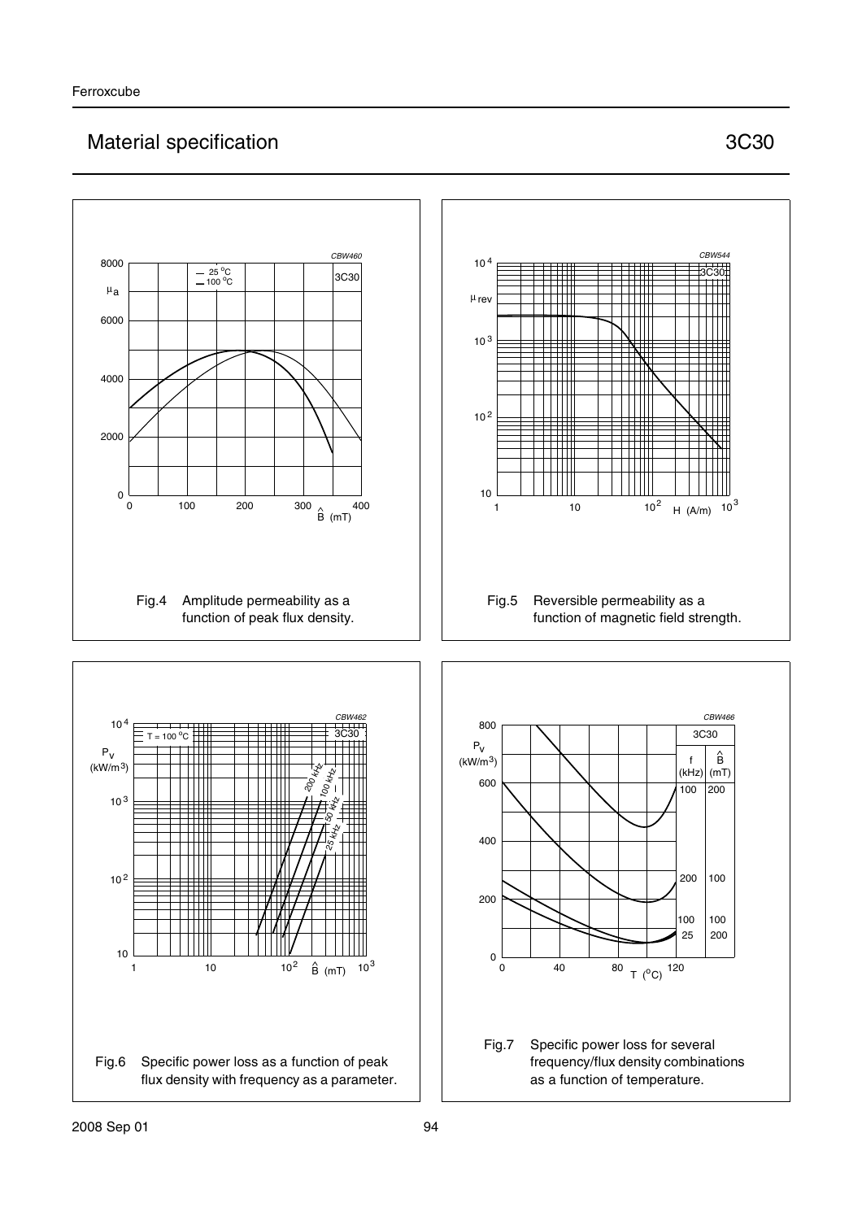Fig.4 Amplitude permeability as a function of peak flux density.

Fig.5 Reversible permeability as a function of magnetic field strength.

Fig.6 Specific power loss as a function of peak flux density with frequency as a parameter.

Fig.7 Specific power loss for several frequency/flux density combinations as a function of temperature.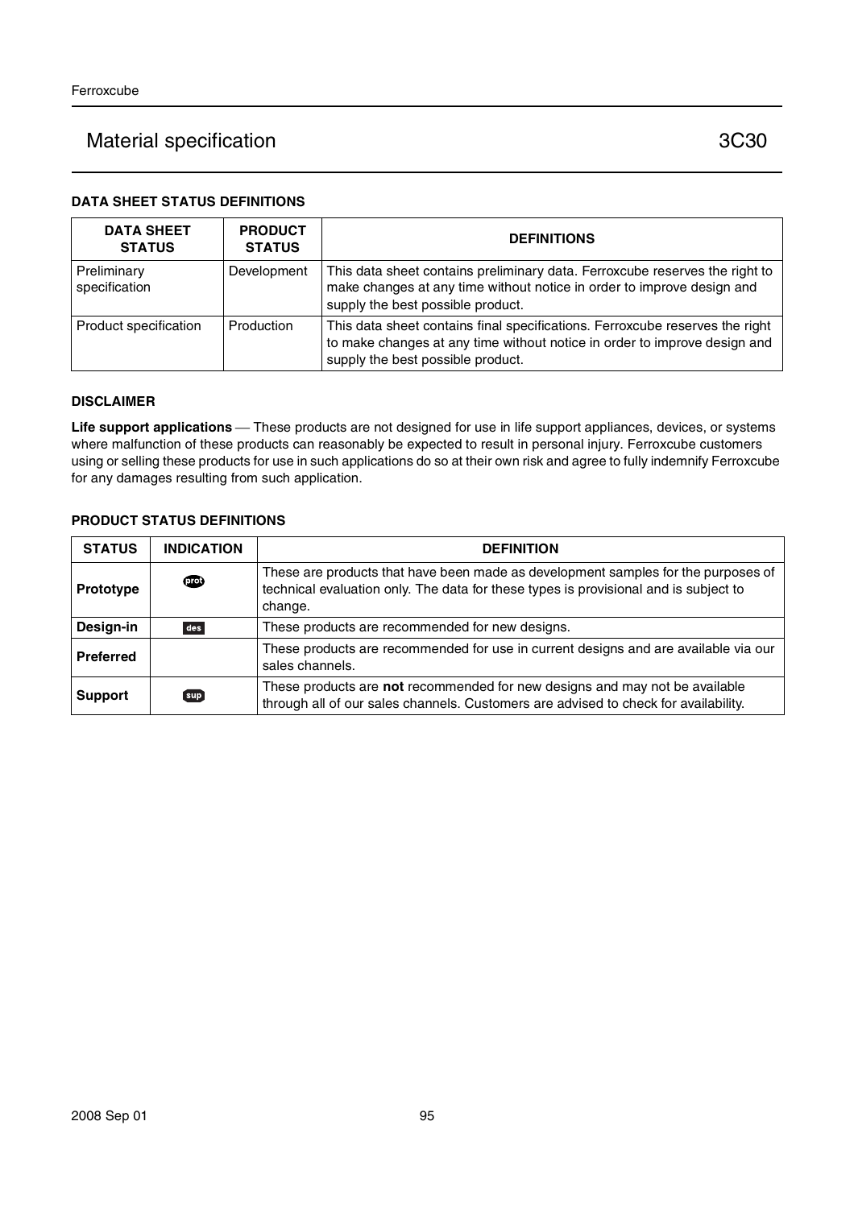## DATA SHEET STATUS DEFINITIONS

| DATA SHEET STATUS | PRODUCT STATUS | DEFINITIONS |
|---|---|---|
| Preliminary specification | Development | This data sheet contains preliminary data. Ferroxcube reserves the right to make changes at any time without notice in order to improve design and supply the best possible product. |
| Product specification | Production | This data sheet contains final specifications. Ferroxcube reserves the right to make changes at any time without notice in order to improve design and supply the best possible product. |

## DISCLAIMER

**Life support applications** — These products are not designed for use in life support appliances, devices, or systems where malfunction of these products can reasonably be expected to result in personal injury. Ferroxcube customers using or selling these products for use in such applications do so at their own risk and agree to fully indemnify Ferroxcube for any damages resulting from such application.

## PRODUCT STATUS DEFINITIONS

| STATUS | INDICATION | DEFINITION |
|---|---|---|
| **Prototype** | prot | These are products that have been made as development samples for the purposes of technical evaluation only. The data for these types is provisional and is subject to change. |
| **Design-in** | des | These products are recommended for new designs. |
| **Preferred** | | These products are recommended for use in current designs and are available via our sales channels. |
| **Support** | sup | These products are **not** recommended for new designs and may not be available through all of our sales channels. Customers are advised to check for availability. |